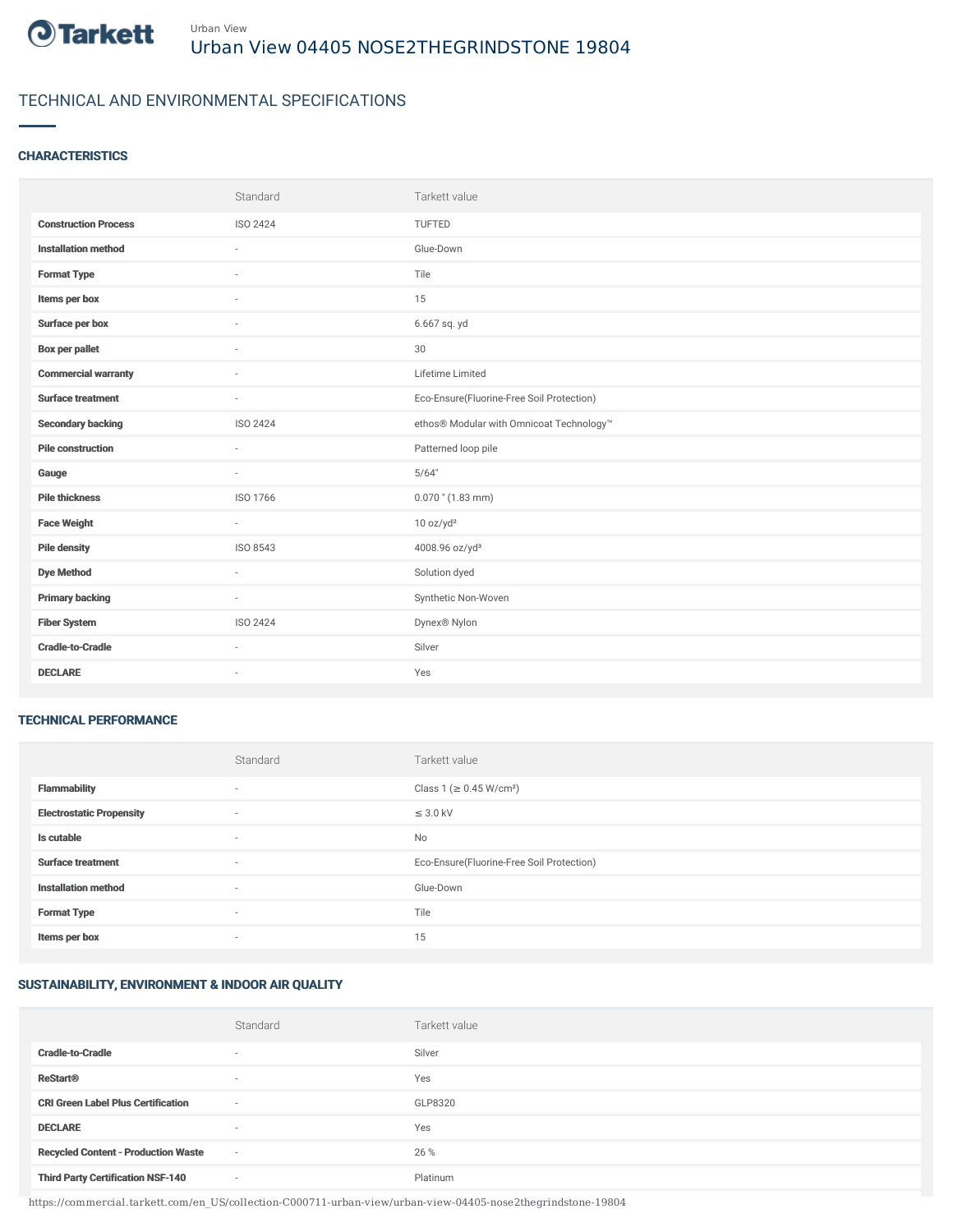Urban View

# Urban View 04405 NOSE2THEGRINDSTONE 19804

## TECHNICAL AND ENVIRONMENTAL SPECIFICATIONS

### CHARACTERISTICS

| | Standard | Tarkett value |
|---|---|---|
| **Construction Process** | ISO 2424 | TUFTED |
| **Installation method** | - | Glue-Down |
| **Format Type** | - | Tile |
| **Items per box** | - | 15 |
| **Surface per box** | - | 6.667 sq. yd |
| **Box per pallet** | - | 30 |
| **Commercial warranty** | - | Lifetime Limited |
| **Surface treatment** | - | Eco-Ensure(Fluorine-Free Soil Protection) |
| **Secondary backing** | ISO 2424 | ethos® Modular with Omnicoat Technology™ |
| **Pile construction** | - | Patterned loop pile |
| **Gauge** | - | 5/64" |
| **Pile thickness** | ISO 1766 | 0.070 " (1.83 mm) |
| **Face Weight** | - | 10 oz/yd² |
| **Pile density** | ISO 8543 | 4008.96 oz/yd³ |
| **Dye Method** | - | Solution dyed |
| **Primary backing** | - | Synthetic Non-Woven |
| **Fiber System** | ISO 2424 | Dynex® Nylon |
| **Cradle-to-Cradle** | - | Silver |
| **DECLARE** | - | Yes |

### TECHNICAL PERFORMANCE

| | Standard | Tarkett value |
|---|---|---|
| **Flammability** | - | Class 1 (≥ 0.45 W/cm²) |
| **Electrostatic Propensity** | - | ≤ 3.0 kV |
| **Is cutable** | - | No |
| **Surface treatment** | - | Eco-Ensure(Fluorine-Free Soil Protection) |
| **Installation method** | - | Glue-Down |
| **Format Type** | - | Tile |
| **Items per box** | - | 15 |

### SUSTAINABILITY, ENVIRONMENT & INDOOR AIR QUALITY

| | Standard | Tarkett value |
|---|---|---|
| **Cradle-to-Cradle** | - | Silver |
| **ReStart®** | - | Yes |
| **CRI Green Label Plus Certification** | - | GLP8320 |
| **DECLARE** | - | Yes |
| **Recycled Content - Production Waste** | - | 26 % |
| **Third Party Certification NSF-140** | - | Platinum |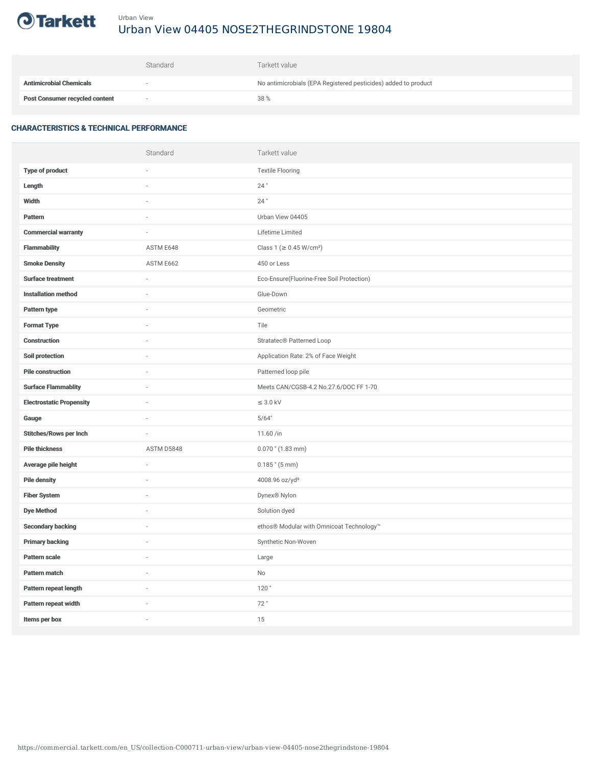Urban View

# Urban View 04405 NOSE2THEGRINDSTONE 19804

| | Standard | Tarkett value |
|---|---|---|
| **Antimicrobial Chemicals** | - | No antimicrobials (EPA Registered pesticides) added to product |
| **Post Consumer recycled content** | - | 38 % |

## CHARACTERISTICS & TECHNICAL PERFORMANCE

| | Standard | Tarkett value |
|---|---|---|
| **Type of product** | - | Textile Flooring |
| **Length** | - | 24 " |
| **Width** | - | 24 " |
| **Pattern** | - | Urban View 04405 |
| **Commercial warranty** | - | Lifetime Limited |
| **Flammability** | ASTM E648 | Class 1 (≥ 0.45 W/cm²) |
| **Smoke Density** | ASTM E662 | 450 or Less |
| **Surface treatment** | - | Eco-Ensure(Fluorine-Free Soil Protection) |
| **Installation method** | - | Glue-Down |
| **Pattern type** | - | Geometric |
| **Format Type** | - | Tile |
| **Construction** | - | Stratatec® Patterned Loop |
| **Soil protection** | - | Application Rate: 2% of Face Weight |
| **Pile construction** | - | Patterned loop pile |
| **Surface Flammablity** | - | Meets CAN/CGSB-4.2 No.27.6/DOC FF 1-70 |
| **Electrostatic Propensity** | - | ≤ 3.0 kV |
| **Gauge** | - | 5/64" |
| **Stitches/Rows per Inch** | - | 11.60 /in |
| **Pile thickness** | ASTM D5848 | 0.070 " (1.83 mm) |
| **Average pile height** | - | 0.185 " (5 mm) |
| **Pile density** | - | 4008.96 oz/yd³ |
| **Fiber System** | - | Dynex® Nylon |
| **Dye Method** | - | Solution dyed |
| **Secondary backing** | - | ethos® Modular with Omnicoat Technology™ |
| **Primary backing** | - | Synthetic Non-Woven |
| **Pattern scale** | - | Large |
| **Pattern match** | - | No |
| **Pattern repeat length** | - | 120 " |
| **Pattern repeat width** | - | 72 " |
| **Items per box** | - | 15 |

https://commercial.tarkett.com/en_US/collection-C000711-urban-view/urban-view-04405-nose2thegrindstone-19804